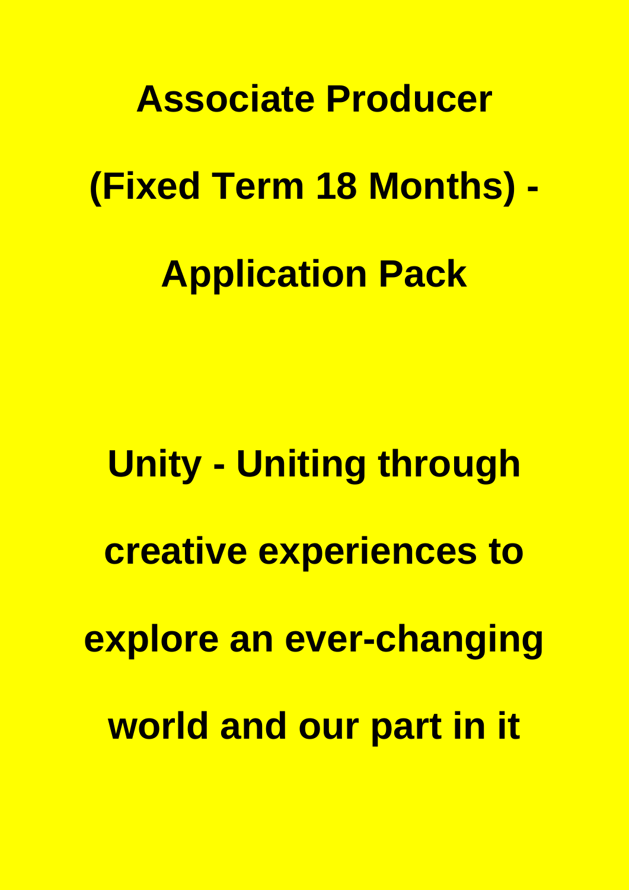# Associate Producer

# (Fixed Term 18 Months) -

# Application Pack

## Unity - Uniting through creative experiences to explore an ever-changing world and our part in it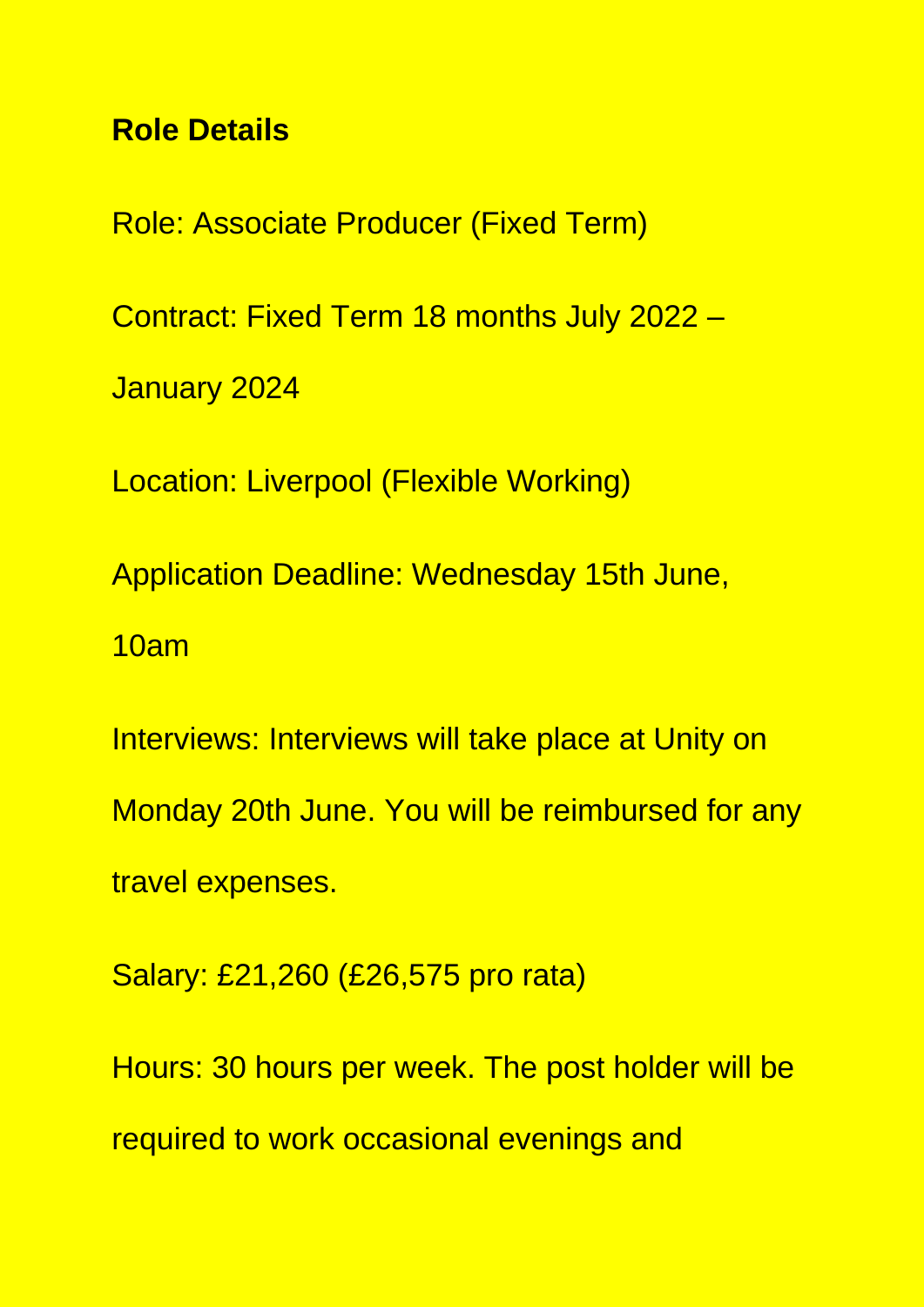**Role Details**

Role: Associate Producer (Fixed Term)

Contract: Fixed Term 18 months July 2022 – January 2024

Location: Liverpool (Flexible Working)

Application Deadline: Wednesday 15th June, 10am

Interviews: Interviews will take place at Unity on Monday 20th June. You will be reimbursed for any travel expenses.

Salary: £21,260 (£26,575 pro rata)

Hours: 30 hours per week. The post holder will be required to work occasional evenings and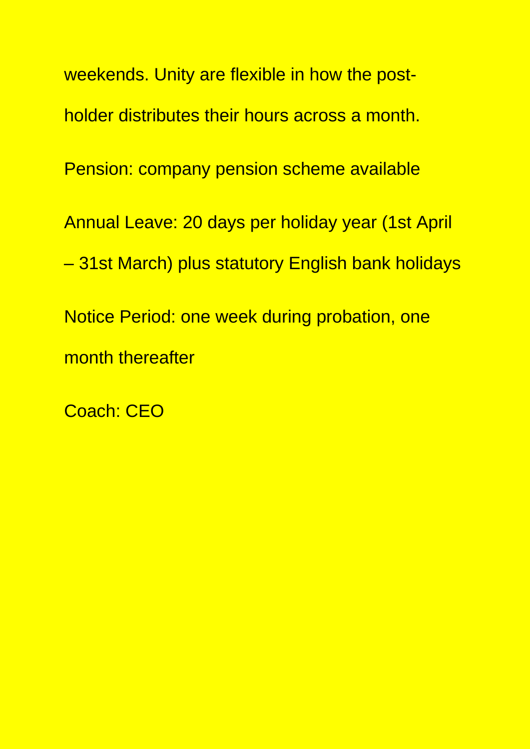weekends. Unity are flexible in how the post-holder distributes their hours across a month.

Pension: company pension scheme available

Annual Leave: 20 days per holiday year (1st April – 31st March) plus statutory English bank holidays

Notice Period: one week during probation, one month thereafter

Coach: CEO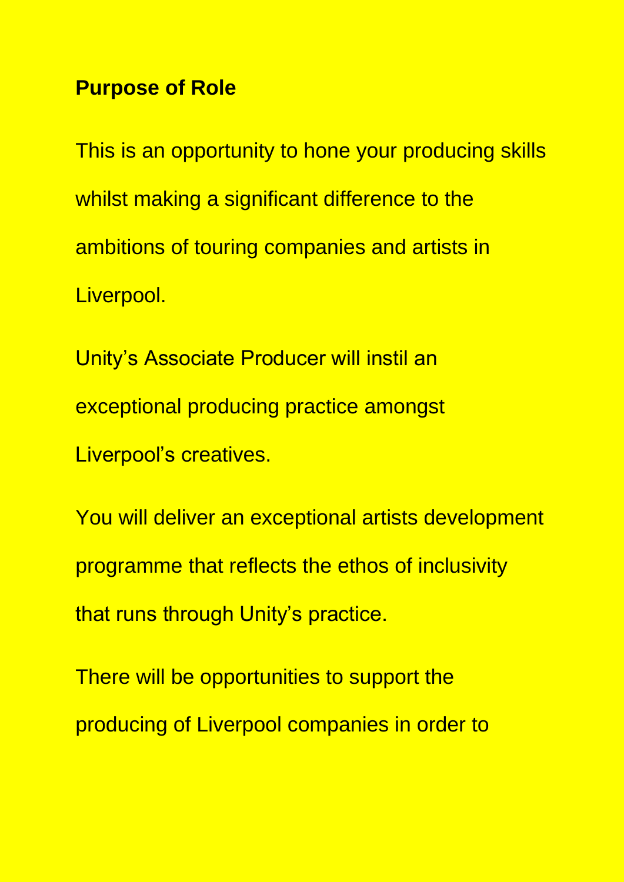**Purpose of Role**

This is an opportunity to hone your producing skills whilst making a significant difference to the ambitions of touring companies and artists in Liverpool.

Unity's Associate Producer will instil an exceptional producing practice amongst Liverpool's creatives.

You will deliver an exceptional artists development programme that reflects the ethos of inclusivity that runs through Unity's practice.

There will be opportunities to support the producing of Liverpool companies in order to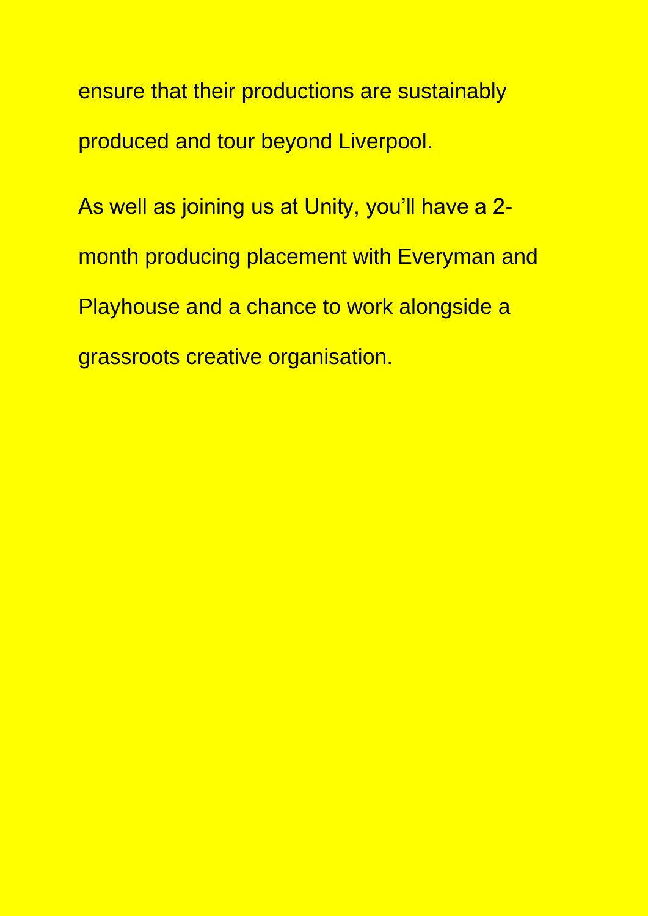ensure that their productions are sustainably produced and tour beyond Liverpool.

As well as joining us at Unity, you'll have a 2-month producing placement with Everyman and Playhouse and a chance to work alongside a grassroots creative organisation.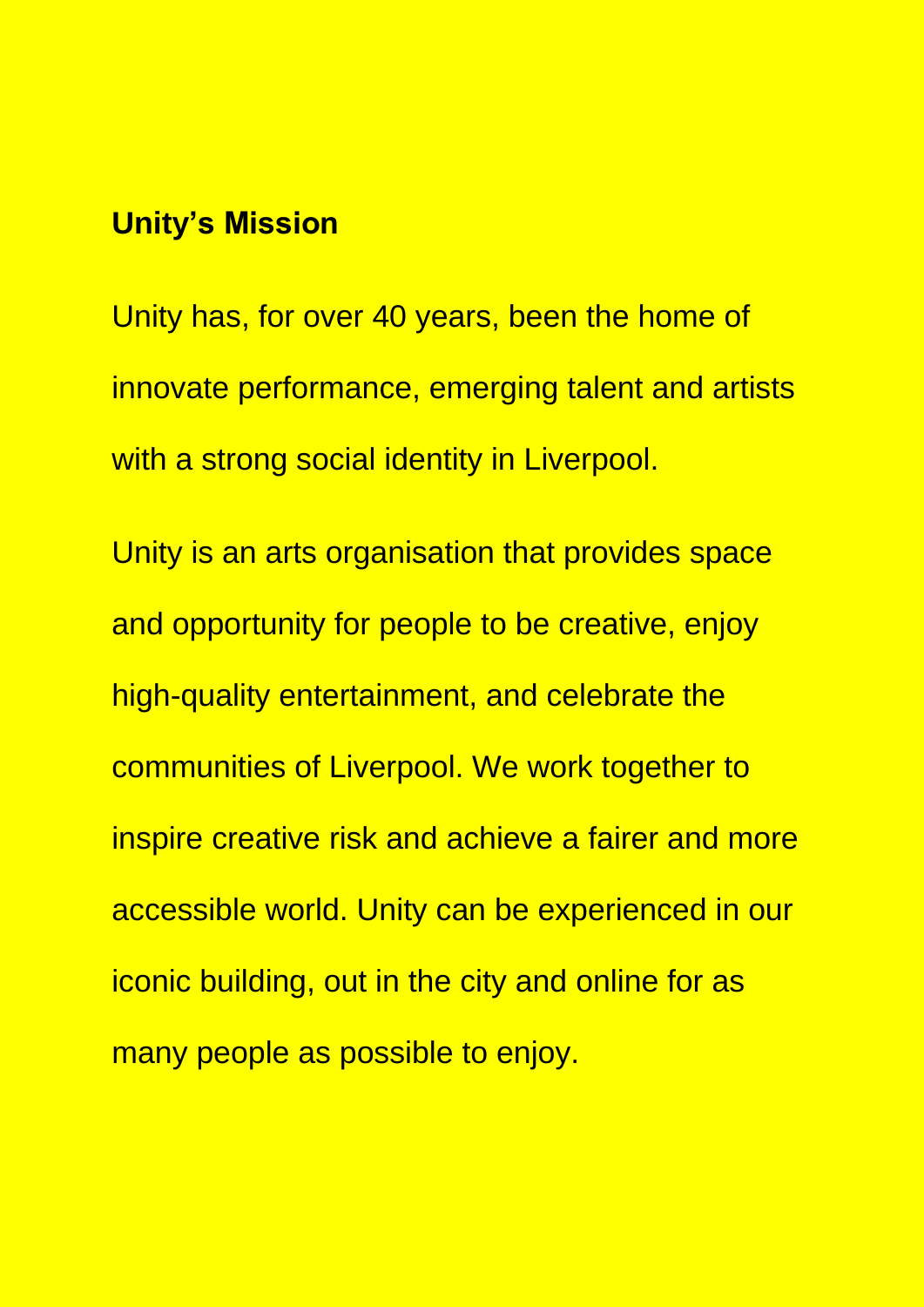**Unity's Mission**

Unity has, for over 40 years, been the home of innovate performance, emerging talent and artists with a strong social identity in Liverpool.

Unity is an arts organisation that provides space and opportunity for people to be creative, enjoy high-quality entertainment, and celebrate the communities of Liverpool. We work together to inspire creative risk and achieve a fairer and more accessible world. Unity can be experienced in our iconic building, out in the city and online for as many people as possible to enjoy.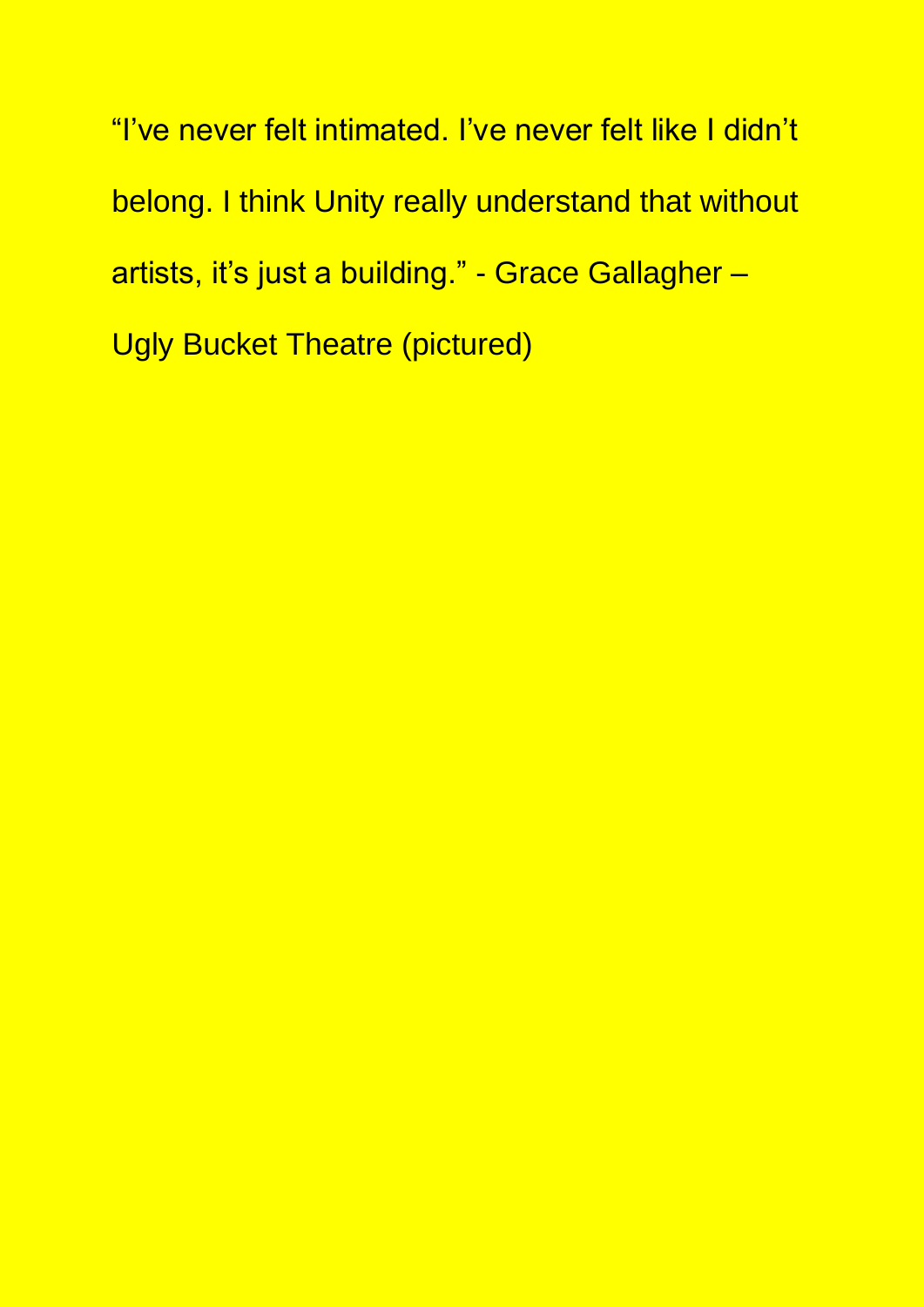"I've never felt intimated. I've never felt like I didn't belong. I think Unity really understand that without artists, it's just a building." - Grace Gallagher – Ugly Bucket Theatre (pictured)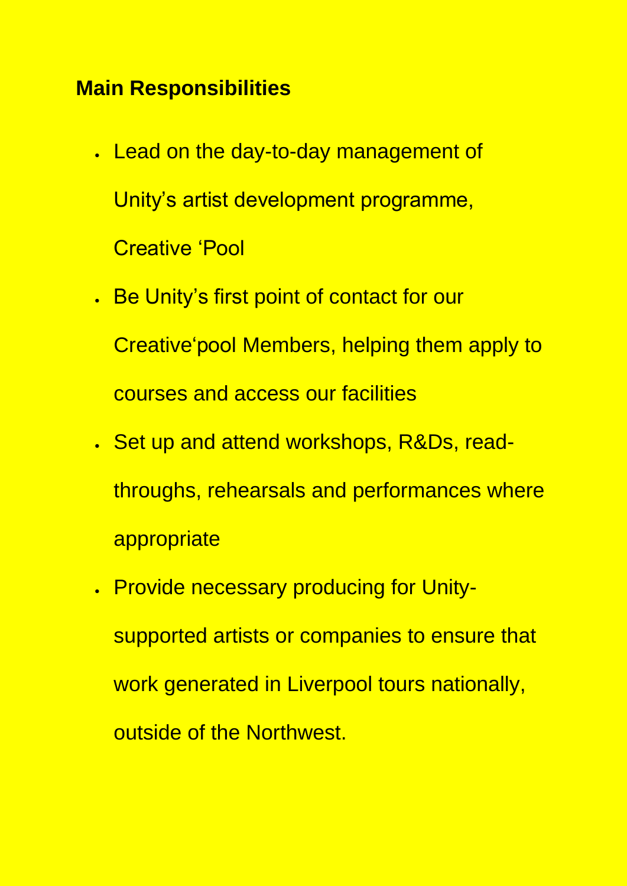## Main Responsibilities

- Lead on the day-to-day management of Unity’s artist development programme, Creative ‘Pool
- Be Unity’s first point of contact for our Creative‘pool Members, helping them apply to courses and access our facilities
- Set up and attend workshops, R&Ds, read-throughs, rehearsals and performances where appropriate
- Provide necessary producing for Unity-supported artists or companies to ensure that work generated in Liverpool tours nationally, outside of the Northwest.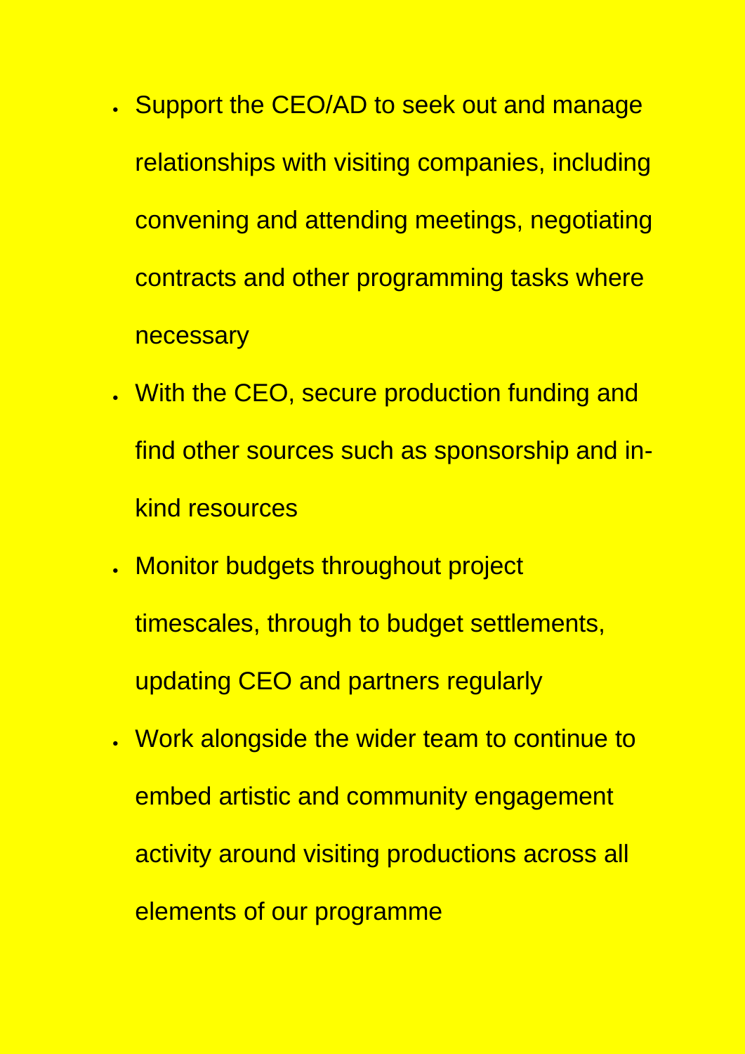- Support the CEO/AD to seek out and manage relationships with visiting companies, including convening and attending meetings, negotiating contracts and other programming tasks where necessary
- With the CEO, secure production funding and find other sources such as sponsorship and in-kind resources
- Monitor budgets throughout project timescales, through to budget settlements, updating CEO and partners regularly
- Work alongside the wider team to continue to embed artistic and community engagement activity around visiting productions across all elements of our programme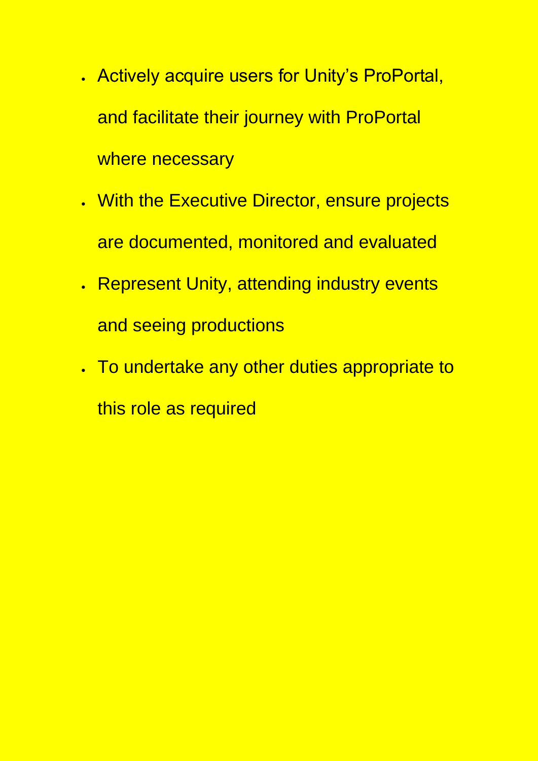- Actively acquire users for Unity's ProPortal, and facilitate their journey with ProPortal where necessary
- With the Executive Director, ensure projects are documented, monitored and evaluated
- Represent Unity, attending industry events and seeing productions
- To undertake any other duties appropriate to this role as required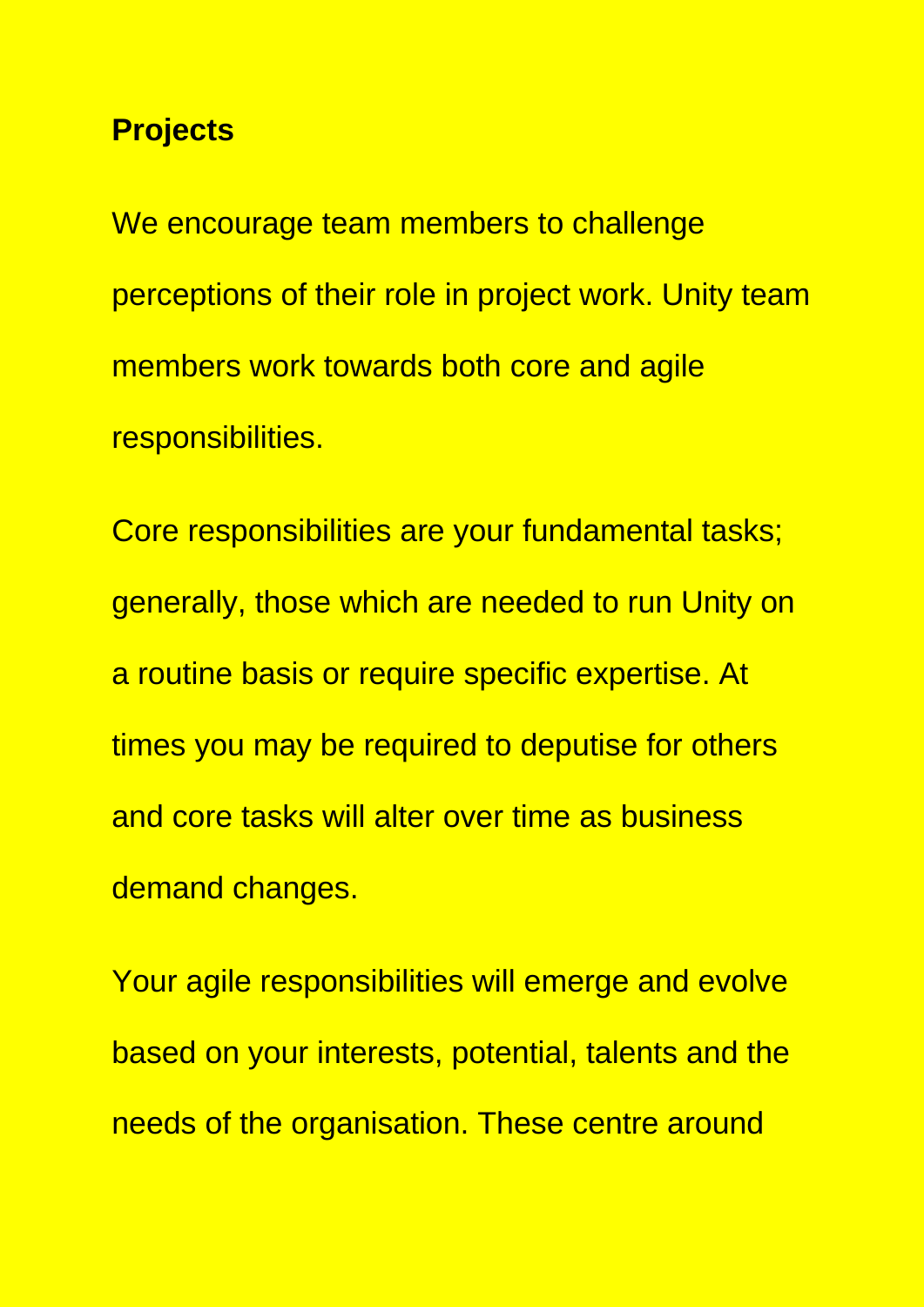**Projects**

We encourage team members to challenge perceptions of their role in project work. Unity team members work towards both core and agile responsibilities.

Core responsibilities are your fundamental tasks; generally, those which are needed to run Unity on a routine basis or require specific expertise. At times you may be required to deputise for others and core tasks will alter over time as business demand changes.

Your agile responsibilities will emerge and evolve based on your interests, potential, talents and the needs of the organisation. These centre around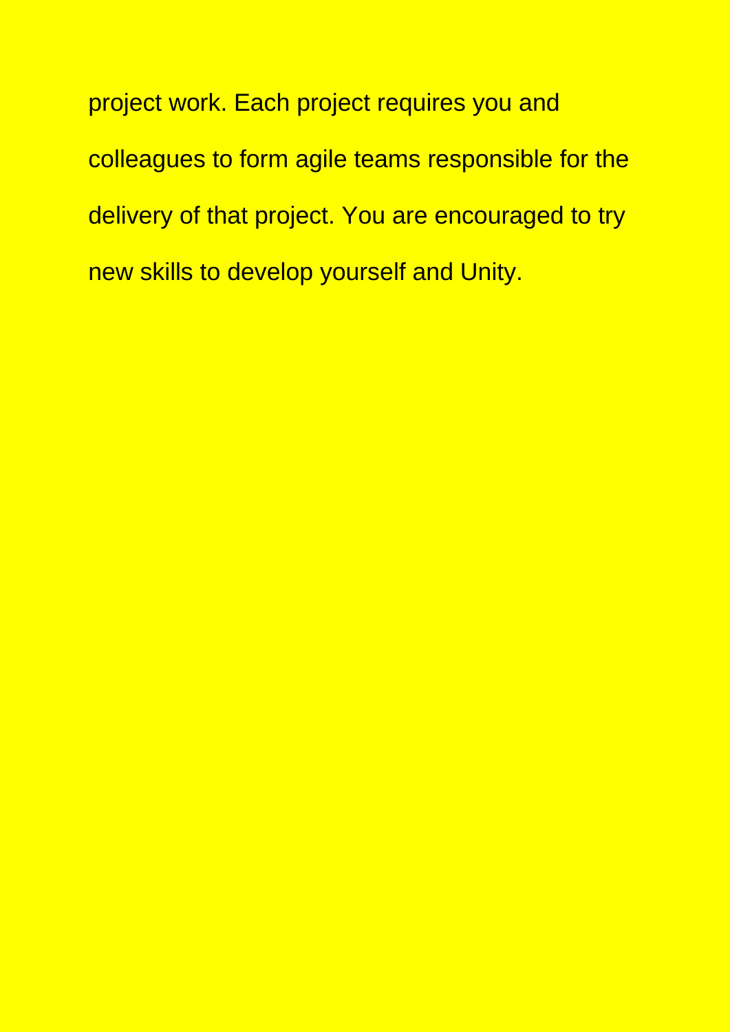project work. Each project requires you and colleagues to form agile teams responsible for the delivery of that project. You are encouraged to try new skills to develop yourself and Unity.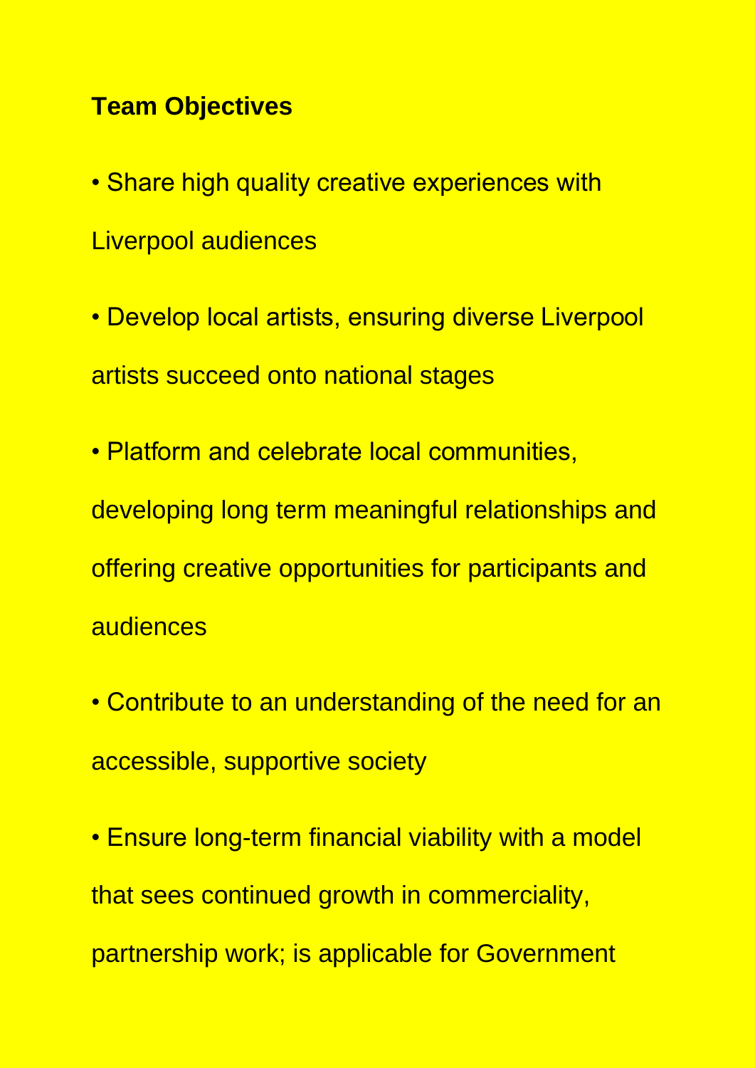**Team Objectives**

- Share high quality creative experiences with Liverpool audiences
- Develop local artists, ensuring diverse Liverpool artists succeed onto national stages
- Platform and celebrate local communities, developing long term meaningful relationships and offering creative opportunities for participants and audiences
- Contribute to an understanding of the need for an accessible, supportive society
- Ensure long-term financial viability with a model that sees continued growth in commerciality, partnership work; is applicable for Government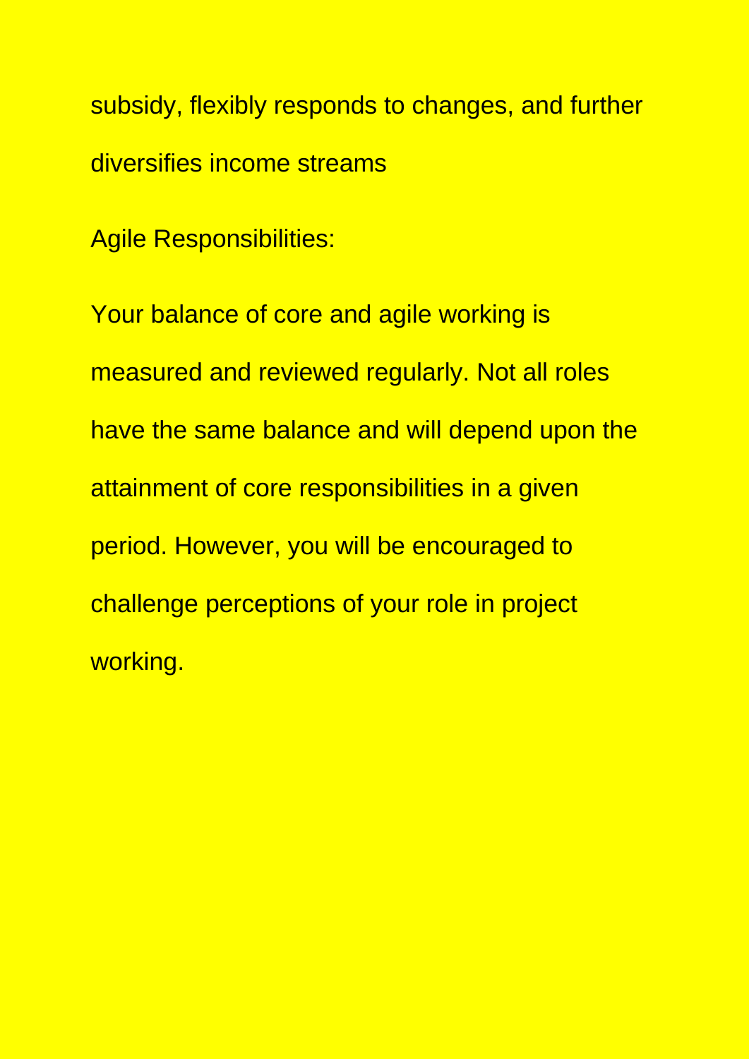subsidy, flexibly responds to changes, and further diversifies income streams

Agile Responsibilities:

Your balance of core and agile working is measured and reviewed regularly. Not all roles have the same balance and will depend upon the attainment of core responsibilities in a given period. However, you will be encouraged to challenge perceptions of your role in project working.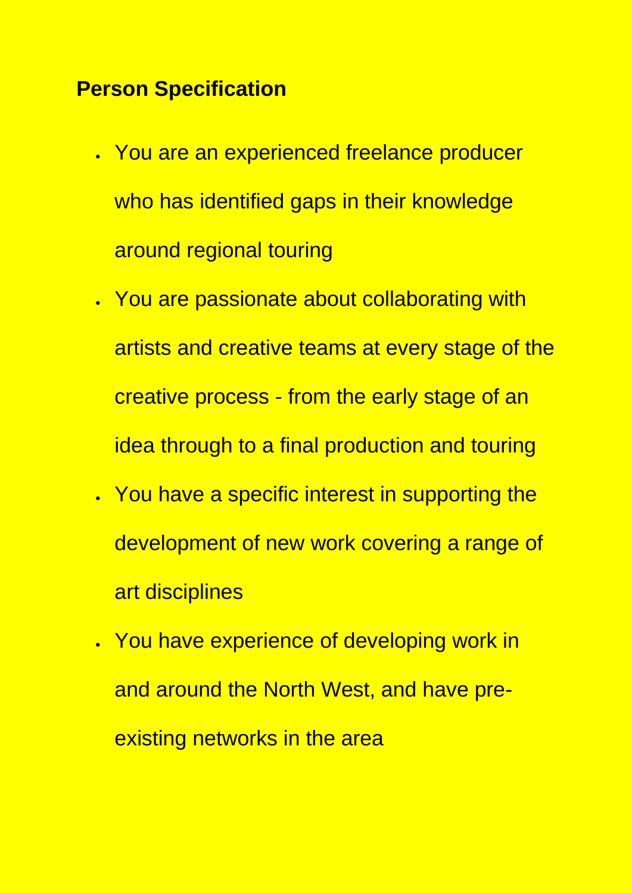## Person Specification

- You are an experienced freelance producer who has identified gaps in their knowledge around regional touring
- You are passionate about collaborating with artists and creative teams at every stage of the creative process - from the early stage of an idea through to a final production and touring
- You have a specific interest in supporting the development of new work covering a range of art disciplines
- You have experience of developing work in and around the North West, and have pre-existing networks in the area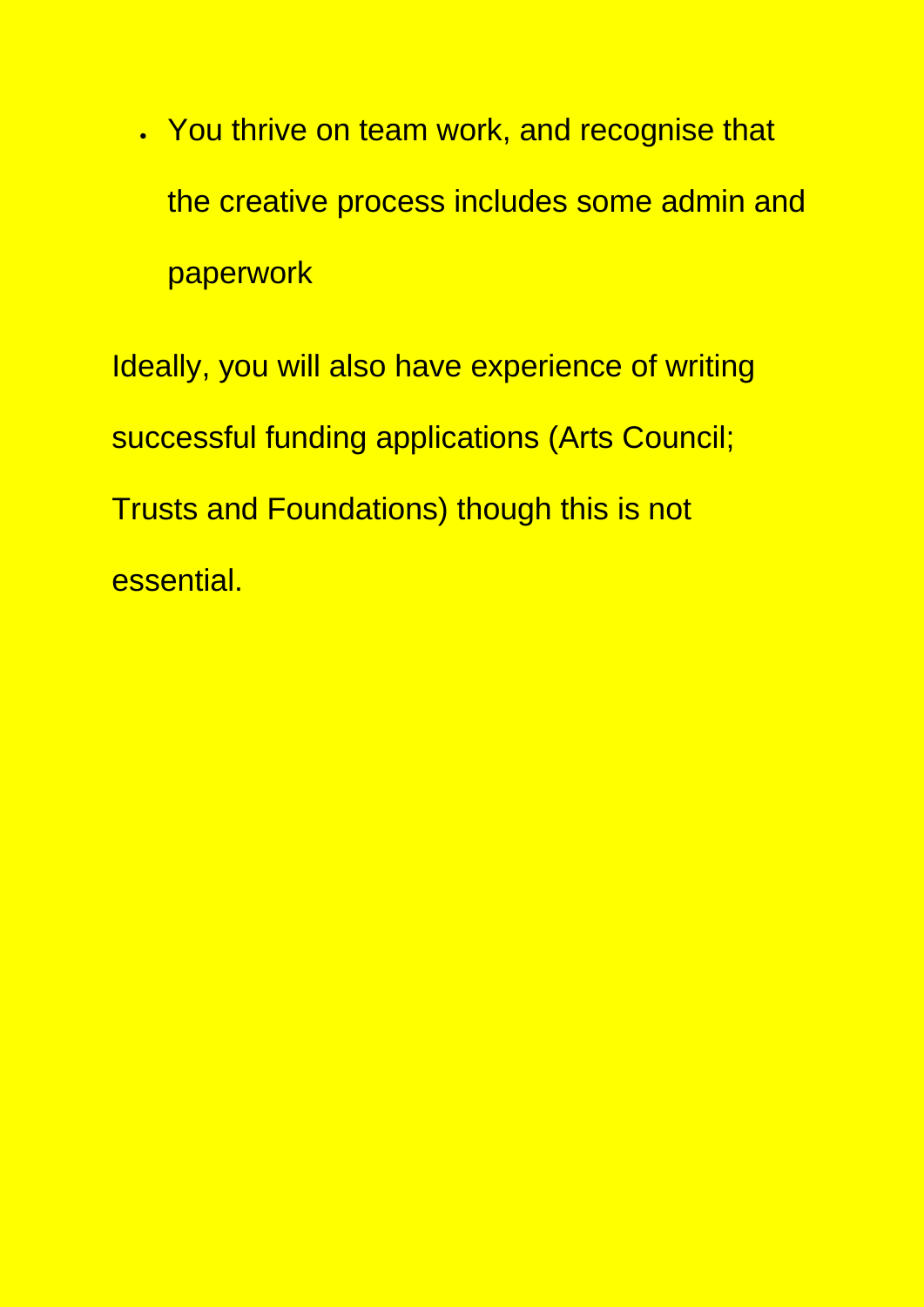- You thrive on team work, and recognise that the creative process includes some admin and paperwork

Ideally, you will also have experience of writing successful funding applications (Arts Council; Trusts and Foundations) though this is not essential.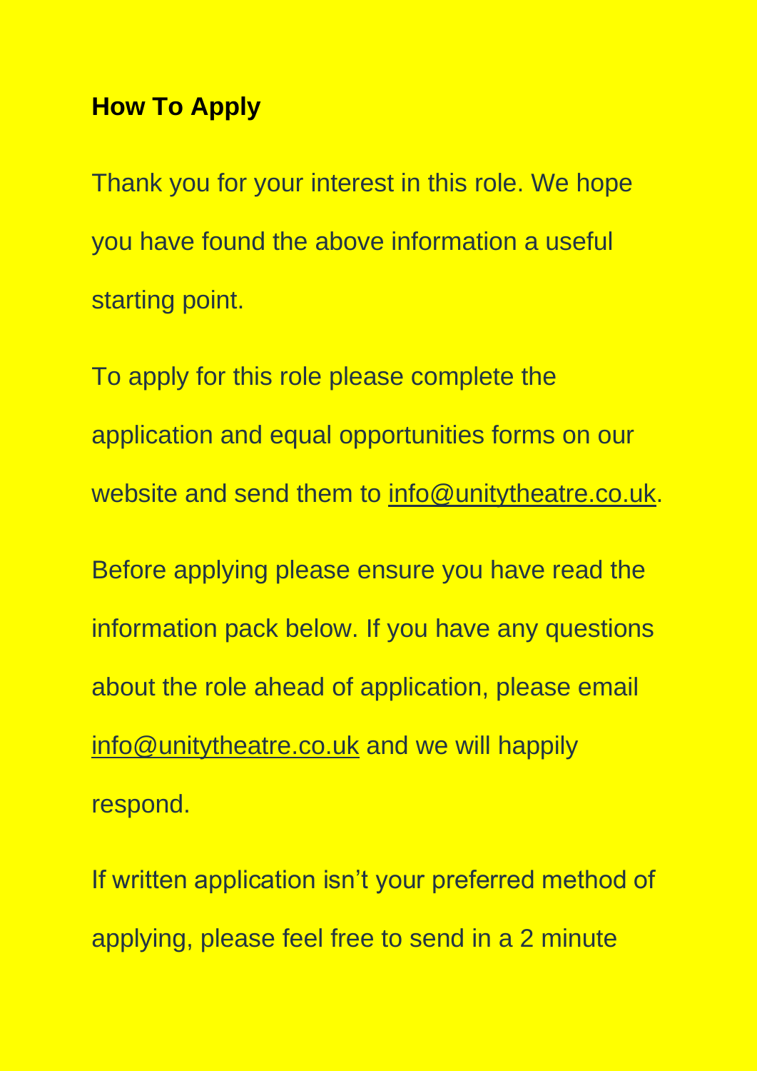## How To Apply

Thank you for your interest in this role. We hope you have found the above information a useful starting point.

To apply for this role please complete the application and equal opportunities forms on our website and send them to info@unitytheatre.co.uk.

Before applying please ensure you have read the information pack below. If you have any questions about the role ahead of application, please email info@unitytheatre.co.uk and we will happily respond.

If written application isn't your preferred method of applying, please feel free to send in a 2 minute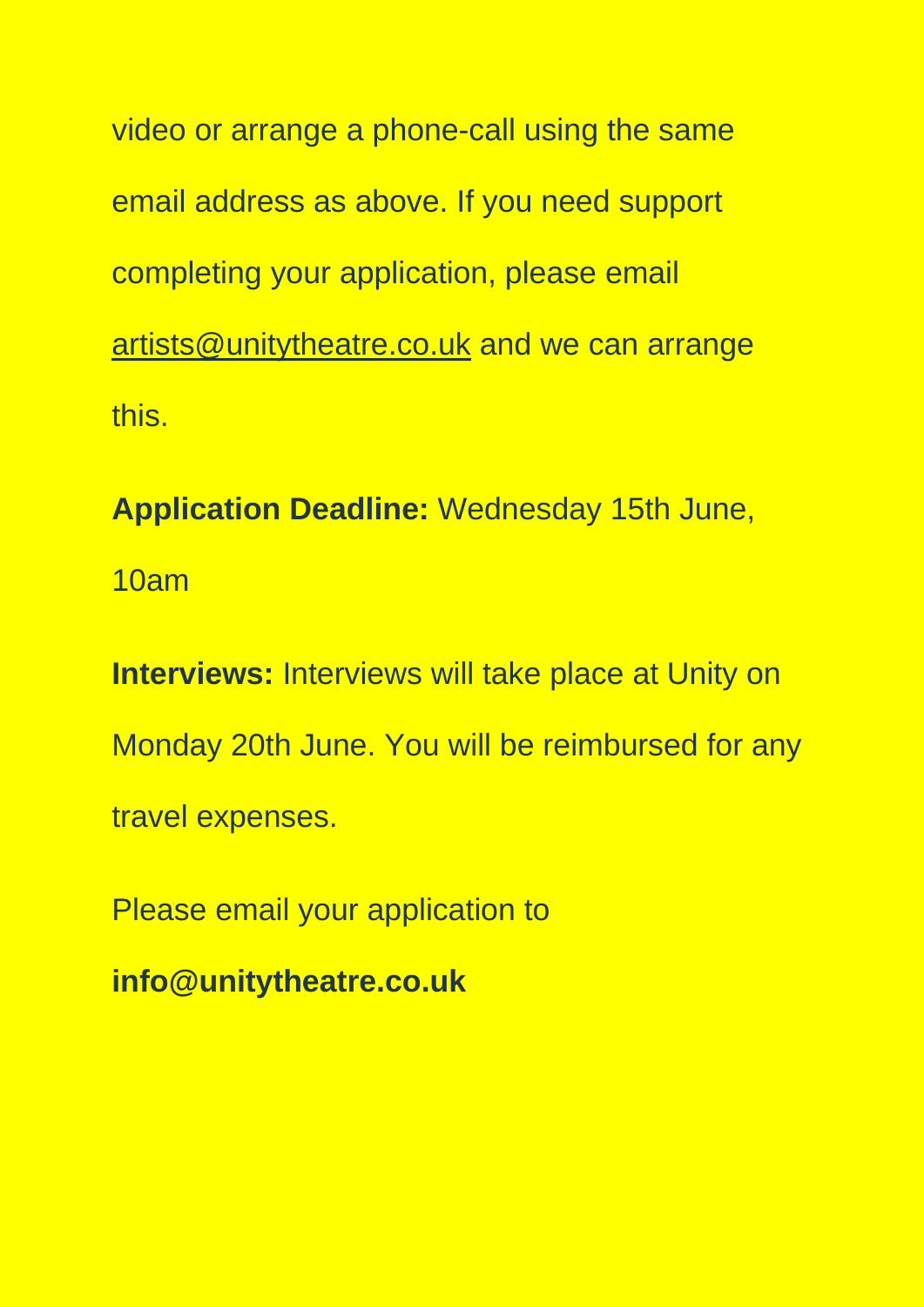video or arrange a phone-call using the same email address as above. If you need support completing your application, please email artists@unitytheatre.co.uk and we can arrange this.

**Application Deadline:** Wednesday 15th June, 10am

**Interviews:** Interviews will take place at Unity on Monday 20th June. You will be reimbursed for any travel expenses.

Please email your application to

**info@unitytheatre.co.uk**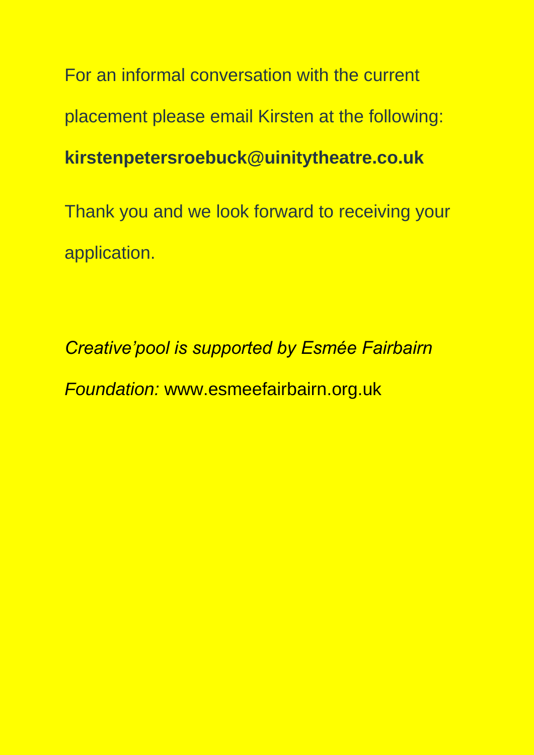For an informal conversation with the current placement please email Kirsten at the following:

**kirstenpetersroebuck@uinitytheatre.co.uk**

Thank you and we look forward to receiving your application.

*Creative'pool is supported by Esmée Fairbairn Foundation:* www.esmeefairbairn.org.uk